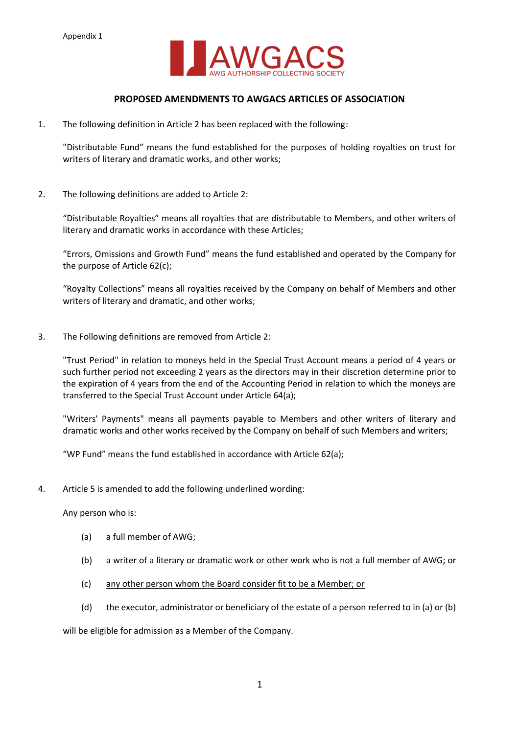Appendix 1

AWGACS
AWG AUTHORSHIP COLLECTING SOCIETY

## PROPOSED AMENDMENTS TO AWGACS ARTICLES OF ASSOCIATION

1. The following definition in Article 2 has been replaced with the following:

   "Distributable Fund" means the fund established for the purposes of holding royalties on trust for writers of literary and dramatic works, and other works;

2. The following definitions are added to Article 2:

   "Distributable Royalties" means all royalties that are distributable to Members, and other writers of literary and dramatic works in accordance with these Articles;

   "Errors, Omissions and Growth Fund" means the fund established and operated by the Company for the purpose of Article 62(c);

   "Royalty Collections" means all royalties received by the Company on behalf of Members and other writers of literary and dramatic, and other works;

3. The Following definitions are removed from Article 2:

   "Trust Period" in relation to moneys held in the Special Trust Account means a period of 4 years or such further period not exceeding 2 years as the directors may in their discretion determine prior to the expiration of 4 years from the end of the Accounting Period in relation to which the moneys are transferred to the Special Trust Account under Article 64(a);

   "Writers' Payments" means all payments payable to Members and other writers of literary and dramatic works and other works received by the Company on behalf of such Members and writers;

   "WP Fund" means the fund established in accordance with Article 62(a);

4. Article 5 is amended to add the following underlined wording:

   Any person who is:

   (a) a full member of AWG;

   (b) a writer of a literary or dramatic work or other work who is not a full member of AWG; or

   (c) <u>any other person whom the Board consider fit to be a Member; or</u>

   (d) the executor, administrator or beneficiary of the estate of a person referred to in (a) or (b)

   will be eligible for admission as a Member of the Company.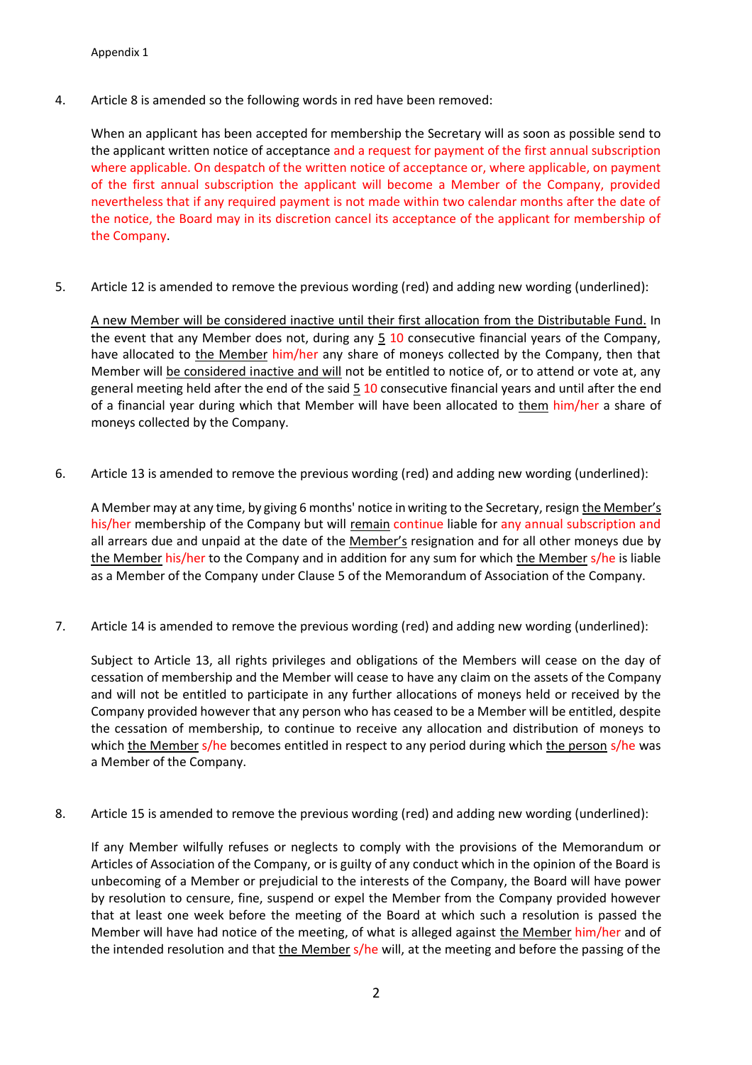4. Article 8 is amended so the following words in red have been removed:

   When an applicant has been accepted for membership the Secretary will as soon as possible send to the applicant written notice of acceptance ~~and a request for payment of the first annual subscription where applicable. On despatch of the written notice of acceptance or, where applicable, on payment of the first annual subscription the applicant will become a Member of the Company, provided nevertheless that if any required payment is not made within two calendar months after the date of the notice, the Board may in its discretion cancel its acceptance of the applicant for membership of the Company~~.

5. Article 12 is amended to remove the previous wording (red) and adding new wording (underlined):

   <u>A new Member will be considered inactive until their first allocation from the Distributable Fund.</u> In the event that any Member does not, during any <u>5</u> ~~10~~ consecutive financial years of the Company, have allocated to <u>the Member</u> ~~him/her~~ any share of moneys collected by the Company, then that Member will <u>be considered inactive and will</u> not be entitled to notice of, or to attend or vote at, any general meeting held after the end of the said <u>5</u> ~~10~~ consecutive financial years and until after the end of a financial year during which that Member will have been allocated to <u>them</u> ~~him/her~~ a share of moneys collected by the Company.

6. Article 13 is amended to remove the previous wording (red) and adding new wording (underlined):

   A Member may at any time, by giving 6 months' notice in writing to the Secretary, resign <u>the Member's</u> ~~his/her~~ membership of the Company but will <u>remain</u> ~~continue~~ liable for ~~any annual subscription and~~ all arrears due and unpaid at the date of the <u>Member's</u> resignation and for all other moneys due by <u>the Member</u> ~~his/her~~ to the Company and in addition for any sum for which <u>the Member</u> ~~s/he~~ is liable as a Member of the Company under Clause 5 of the Memorandum of Association of the Company.

7. Article 14 is amended to remove the previous wording (red) and adding new wording (underlined):

   Subject to Article 13, all rights privileges and obligations of the Members will cease on the day of cessation of membership and the Member will cease to have any claim on the assets of the Company and will not be entitled to participate in any further allocations of moneys held or received by the Company provided however that any person who has ceased to be a Member will be entitled, despite the cessation of membership, to continue to receive any allocation and distribution of moneys to which <u>the Member</u> ~~s/he~~ becomes entitled in respect to any period during which <u>the person</u> ~~s/he~~ was a Member of the Company.

8. Article 15 is amended to remove the previous wording (red) and adding new wording (underlined):

   If any Member wilfully refuses or neglects to comply with the provisions of the Memorandum or Articles of Association of the Company, or is guilty of any conduct which in the opinion of the Board is unbecoming of a Member or prejudicial to the interests of the Company, the Board will have power by resolution to censure, fine, suspend or expel the Member from the Company provided however that at least one week before the meeting of the Board at which such a resolution is passed the Member will have had notice of the meeting, of what is alleged against <u>the Member</u> ~~him/her~~ and of the intended resolution and that <u>the Member</u> ~~s/he~~ will, at the meeting and before the passing of the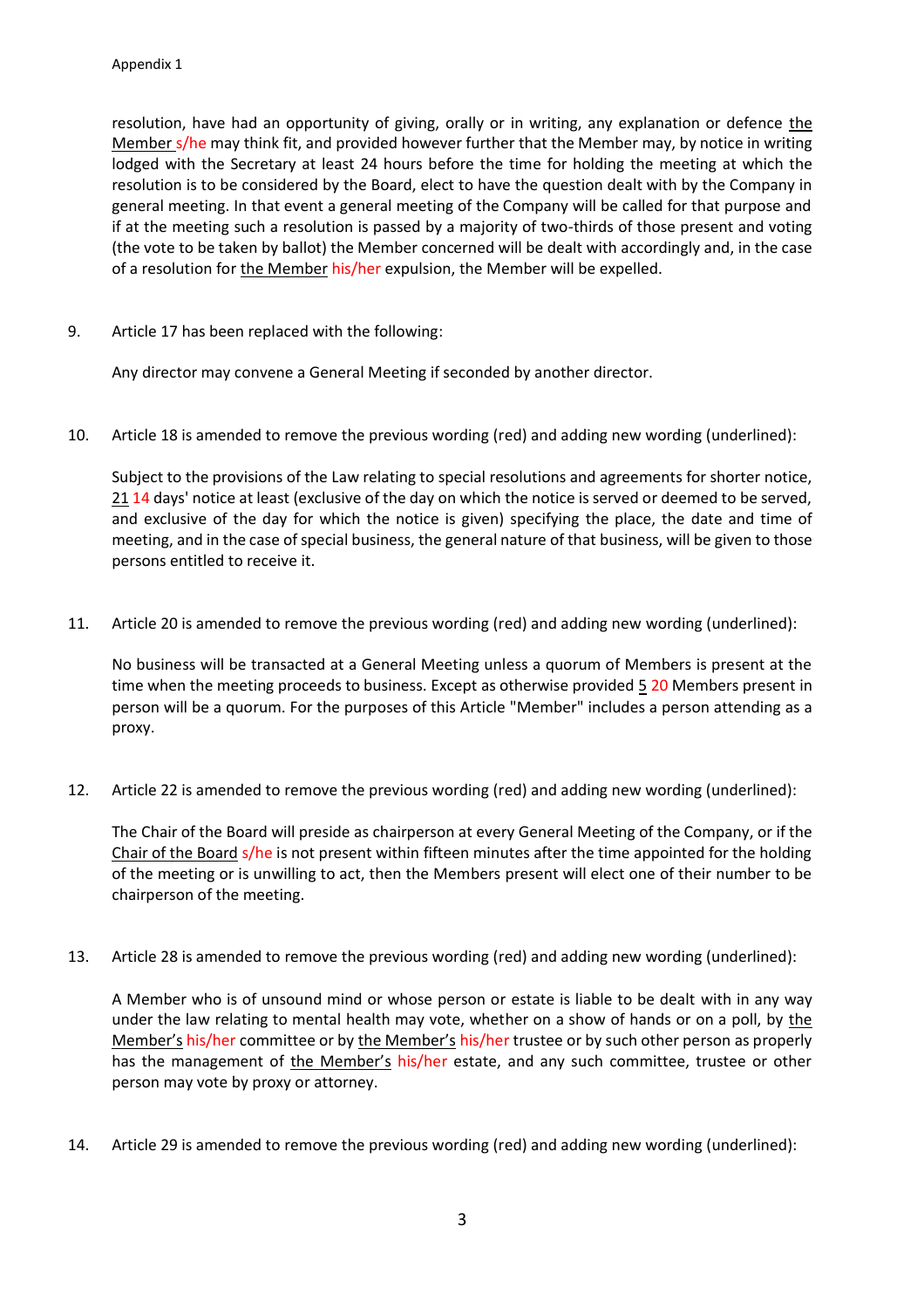resolution, have had an opportunity of giving, orally or in writing, any explanation or defence <u>the Member</u> s/he may think fit, and provided however further that the Member may, by notice in writing lodged with the Secretary at least 24 hours before the time for holding the meeting at which the resolution is to be considered by the Board, elect to have the question dealt with by the Company in general meeting. In that event a general meeting of the Company will be called for that purpose and if at the meeting such a resolution is passed by a majority of two-thirds of those present and voting (the vote to be taken by ballot) the Member concerned will be dealt with accordingly and, in the case of a resolution for <u>the Member</u> his/her expulsion, the Member will be expelled.

9. Article 17 has been replaced with the following:

   Any director may convene a General Meeting if seconded by another director.

10. Article 18 is amended to remove the previous wording (red) and adding new wording (underlined):

    Subject to the provisions of the Law relating to special resolutions and agreements for shorter notice, <u>21</u> 14 days' notice at least (exclusive of the day on which the notice is served or deemed to be served, and exclusive of the day for which the notice is given) specifying the place, the date and time of meeting, and in the case of special business, the general nature of that business, will be given to those persons entitled to receive it.

11. Article 20 is amended to remove the previous wording (red) and adding new wording (underlined):

    No business will be transacted at a General Meeting unless a quorum of Members is present at the time when the meeting proceeds to business. Except as otherwise provided <u>5</u> 20 Members present in person will be a quorum. For the purposes of this Article "Member" includes a person attending as a proxy.

12. Article 22 is amended to remove the previous wording (red) and adding new wording (underlined):

    The Chair of the Board will preside as chairperson at every General Meeting of the Company, or if the <u>Chair of the Board</u> s/he is not present within fifteen minutes after the time appointed for the holding of the meeting or is unwilling to act, then the Members present will elect one of their number to be chairperson of the meeting.

13. Article 28 is amended to remove the previous wording (red) and adding new wording (underlined):

    A Member who is of unsound mind or whose person or estate is liable to be dealt with in any way under the law relating to mental health may vote, whether on a show of hands or on a poll, by <u>the Member's</u> his/her committee or by <u>the Member's</u> his/her trustee or by such other person as properly has the management of <u>the Member's</u> his/her estate, and any such committee, trustee or other person may vote by proxy or attorney.

14. Article 29 is amended to remove the previous wording (red) and adding new wording (underlined):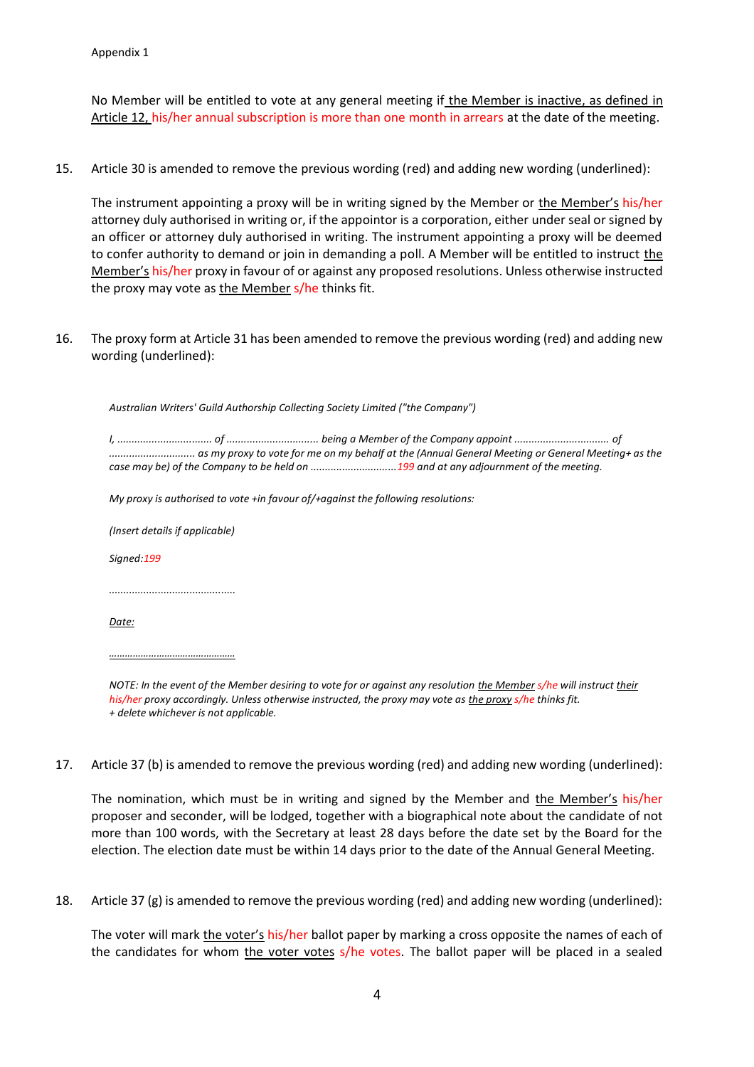Appendix 1

No Member will be entitled to vote at any general meeting if the Member is inactive, as defined in Article 12, his/her annual subscription is more than one month in arrears at the date of the meeting.

15. Article 30 is amended to remove the previous wording (red) and adding new wording (underlined):

    The instrument appointing a proxy will be in writing signed by the Member or the Member's his/her attorney duly authorised in writing or, if the appointor is a corporation, either under seal or signed by an officer or attorney duly authorised in writing. The instrument appointing a proxy will be deemed to confer authority to demand or join in demanding a poll. A Member will be entitled to instruct the Member's his/her proxy in favour of or against any proposed resolutions. Unless otherwise instructed the proxy may vote as the Member s/he thinks fit.

16. The proxy form at Article 31 has been amended to remove the previous wording (red) and adding new wording (underlined):

    *Australian Writers' Guild Authorship Collecting Society Limited ("the Company")*

    *I, ................................ of ................................ being a Member of the Company appoint ................................ of .............................. as my proxy to vote for me on my behalf at the (Annual General Meeting or General Meeting+ as the case may be) of the Company to be held on ..............................199 and at any adjournment of the meeting.*

    *My proxy is authorised to vote +in favour of/+against the following resolutions:*

    *(Insert details if applicable)*

    *Signed:199*

    *...........................................*

    *Date:*

    *...........................................*

    *NOTE: In the event of the Member desiring to vote for or against any resolution the Member s/he will instruct their his/her proxy accordingly. Unless otherwise instructed, the proxy may vote as the proxy s/he thinks fit.*
    *+ delete whichever is not applicable.*

17. Article 37 (b) is amended to remove the previous wording (red) and adding new wording (underlined):

    The nomination, which must be in writing and signed by the Member and the Member's his/her proposer and seconder, will be lodged, together with a biographical note about the candidate of not more than 100 words, with the Secretary at least 28 days before the date set by the Board for the election. The election date must be within 14 days prior to the date of the Annual General Meeting.

18. Article 37 (g) is amended to remove the previous wording (red) and adding new wording (underlined):

    The voter will mark the voter's his/her ballot paper by marking a cross opposite the names of each of the candidates for whom the voter votes s/he votes. The ballot paper will be placed in a sealed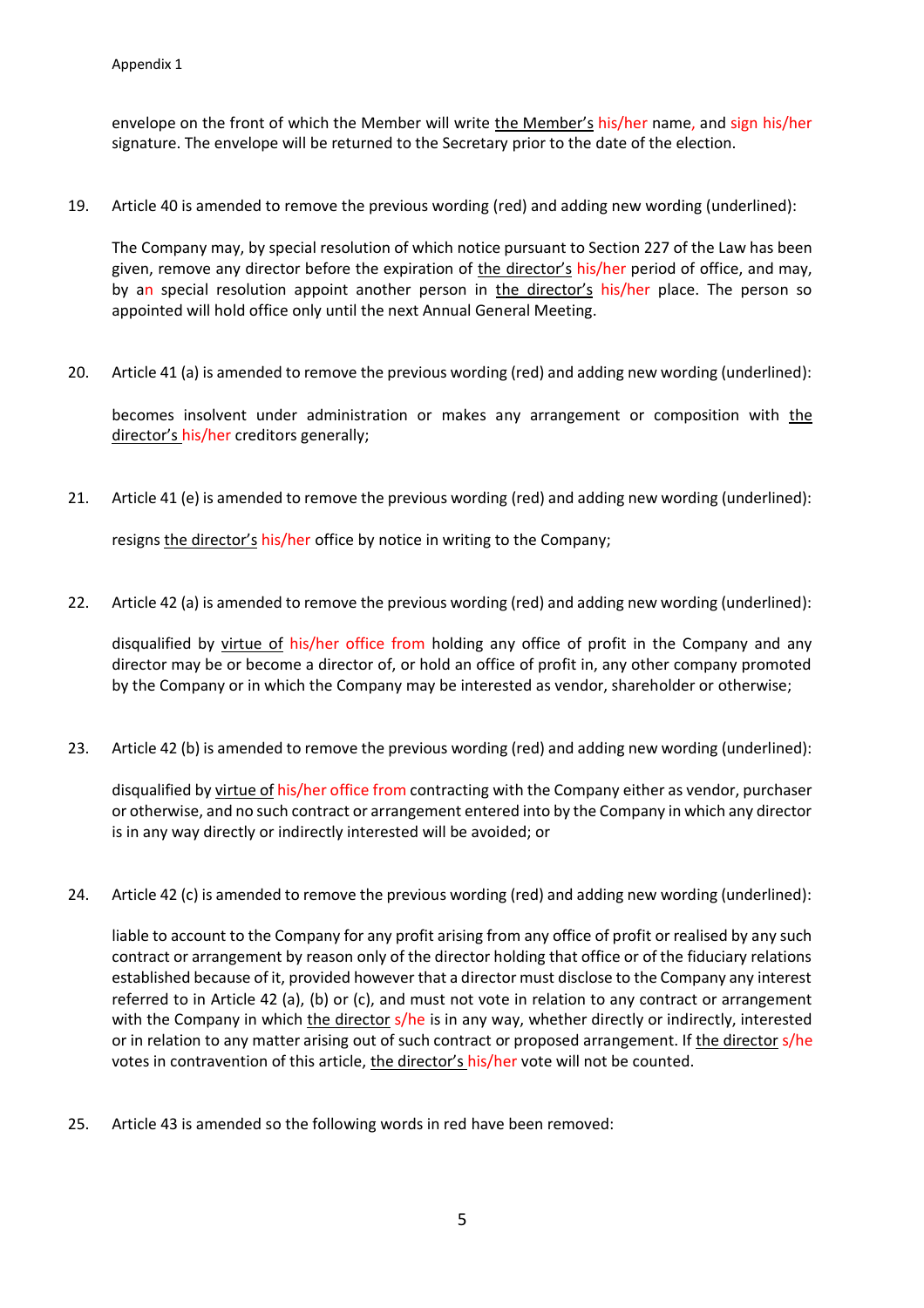envelope on the front of which the Member will write <u>the Member's</u> his/her name, and sign his/her signature. The envelope will be returned to the Secretary prior to the date of the election.

19. Article 40 is amended to remove the previous wording (red) and adding new wording (underlined):

    The Company may, by special resolution of which notice pursuant to Section 227 of the Law has been given, remove any director before the expiration of <u>the director's</u> his/her period of office, and may, by an special resolution appoint another person in <u>the director's</u> his/her place. The person so appointed will hold office only until the next Annual General Meeting.

20. Article 41 (a) is amended to remove the previous wording (red) and adding new wording (underlined):

    becomes insolvent under administration or makes any arrangement or composition with <u>the director's</u> his/her creditors generally;

21. Article 41 (e) is amended to remove the previous wording (red) and adding new wording (underlined):

    resigns <u>the director's</u> his/her office by notice in writing to the Company;

22. Article 42 (a) is amended to remove the previous wording (red) and adding new wording (underlined):

    disqualified by <u>virtue of</u> his/her office from holding any office of profit in the Company and any director may be or become a director of, or hold an office of profit in, any other company promoted by the Company or in which the Company may be interested as vendor, shareholder or otherwise;

23. Article 42 (b) is amended to remove the previous wording (red) and adding new wording (underlined):

    disqualified by <u>virtue of</u> his/her office from contracting with the Company either as vendor, purchaser or otherwise, and no such contract or arrangement entered into by the Company in which any director is in any way directly or indirectly interested will be avoided; or

24. Article 42 (c) is amended to remove the previous wording (red) and adding new wording (underlined):

    liable to account to the Company for any profit arising from any office of profit or realised by any such contract or arrangement by reason only of the director holding that office or of the fiduciary relations established because of it, provided however that a director must disclose to the Company any interest referred to in Article 42 (a), (b) or (c), and must not vote in relation to any contract or arrangement with the Company in which <u>the director</u> s/he is in any way, whether directly or indirectly, interested or in relation to any matter arising out of such contract or proposed arrangement. If <u>the director</u> s/he votes in contravention of this article, <u>the director's</u> his/her vote will not be counted.

25. Article 43 is amended so the following words in red have been removed: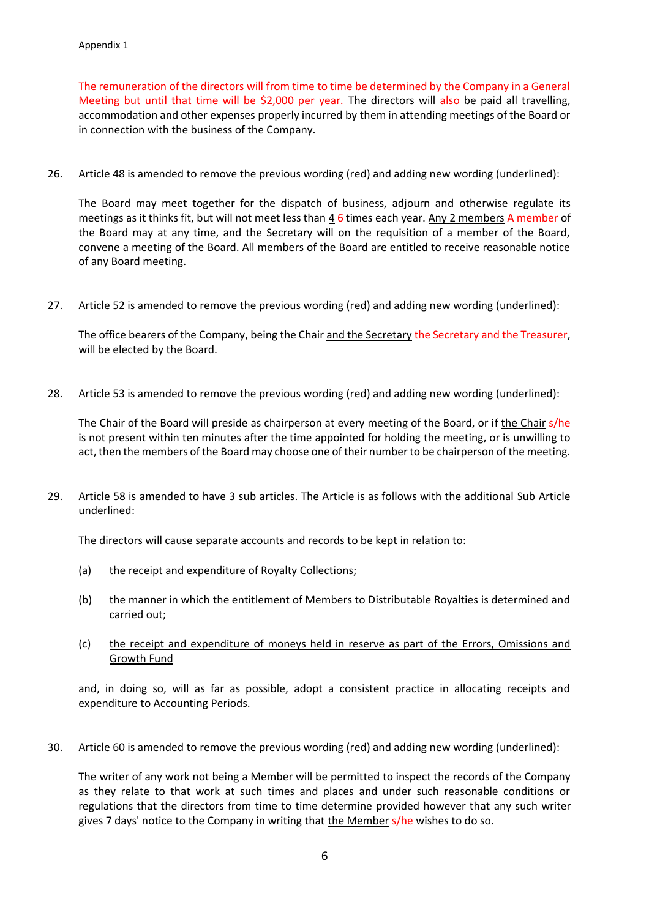Appendix 1

The remuneration of the directors will from time to time be determined by the Company in a General Meeting but until that time will be $2,000 per year. The directors will also be paid all travelling, accommodation and other expenses properly incurred by them in attending meetings of the Board or in connection with the business of the Company.

26. Article 48 is amended to remove the previous wording (red) and adding new wording (underlined):

    The Board may meet together for the dispatch of business, adjourn and otherwise regulate its meetings as it thinks fit, but will not meet less than <u>4</u> 6 times each year. <u>Any 2 members</u> A member of the Board may at any time, and the Secretary will on the requisition of a member of the Board, convene a meeting of the Board. All members of the Board are entitled to receive reasonable notice of any Board meeting.

27. Article 52 is amended to remove the previous wording (red) and adding new wording (underlined):

    The office bearers of the Company, being the Chair <u>and the Secretary</u> the Secretary and the Treasurer, will be elected by the Board.

28. Article 53 is amended to remove the previous wording (red) and adding new wording (underlined):

    The Chair of the Board will preside as chairperson at every meeting of the Board, or if <u>the Chair</u> s/he is not present within ten minutes after the time appointed for holding the meeting, or is unwilling to act, then the members of the Board may choose one of their number to be chairperson of the meeting.

29. Article 58 is amended to have 3 sub articles. The Article is as follows with the additional Sub Article underlined:

    The directors will cause separate accounts and records to be kept in relation to:

    (a) the receipt and expenditure of Royalty Collections;

    (b) the manner in which the entitlement of Members to Distributable Royalties is determined and carried out;

    (c) <u>the receipt and expenditure of moneys held in reserve as part of the Errors, Omissions and Growth Fund</u>

    and, in doing so, will as far as possible, adopt a consistent practice in allocating receipts and expenditure to Accounting Periods.

30. Article 60 is amended to remove the previous wording (red) and adding new wording (underlined):

    The writer of any work not being a Member will be permitted to inspect the records of the Company as they relate to that work at such times and places and under such reasonable conditions or regulations that the directors from time to time determine provided however that any such writer gives 7 days' notice to the Company in writing that <u>the Member</u> s/he wishes to do so.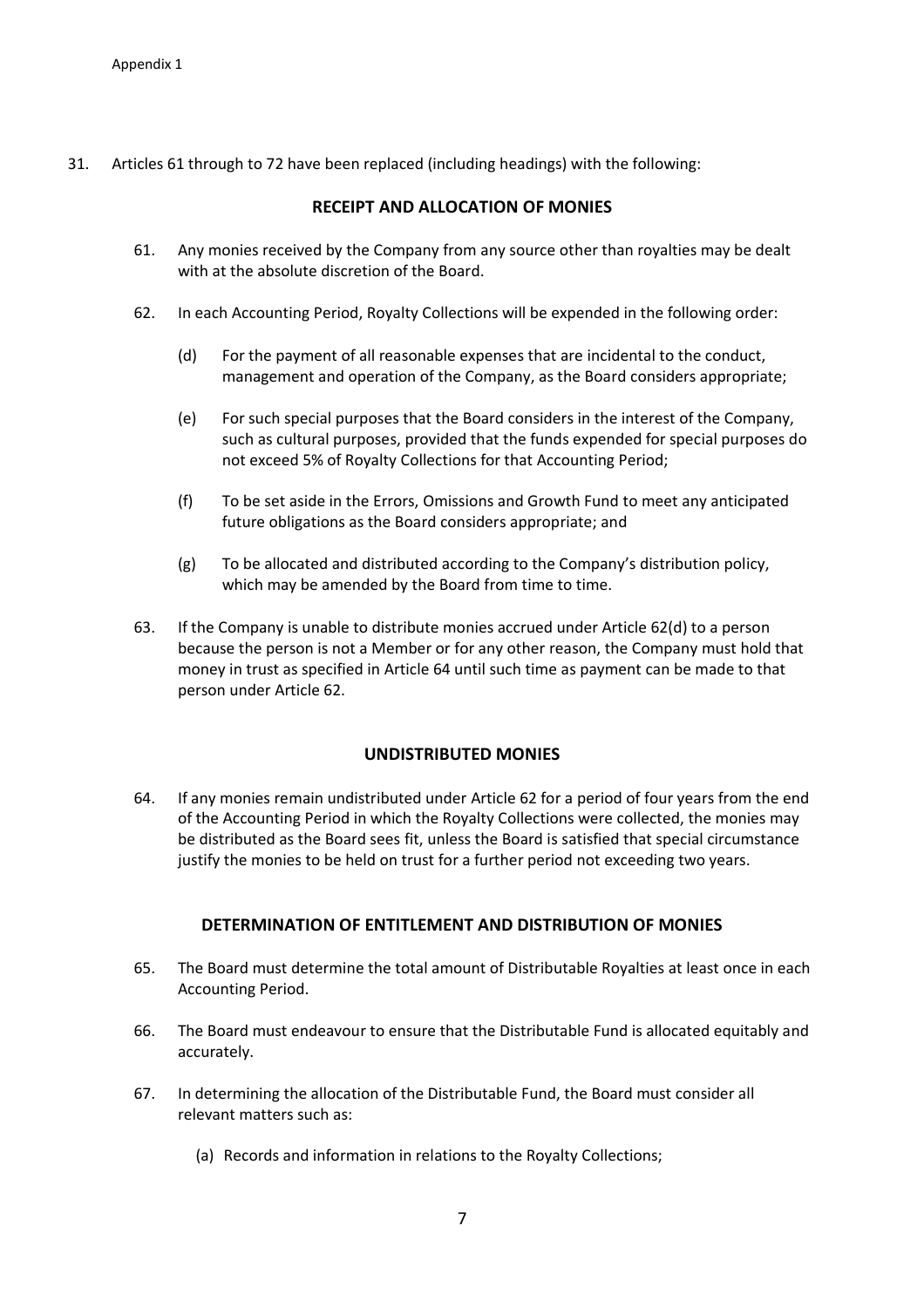31. Articles 61 through to 72 have been replaced (including headings) with the following:

**RECEIPT AND ALLOCATION OF MONIES**

61. Any monies received by the Company from any source other than royalties may be dealt with at the absolute discretion of the Board.

62. In each Accounting Period, Royalty Collections will be expended in the following order:

    (d) For the payment of all reasonable expenses that are incidental to the conduct, management and operation of the Company, as the Board considers appropriate;

    (e) For such special purposes that the Board considers in the interest of the Company, such as cultural purposes, provided that the funds expended for special purposes do not exceed 5% of Royalty Collections for that Accounting Period;

    (f) To be set aside in the Errors, Omissions and Growth Fund to meet any anticipated future obligations as the Board considers appropriate; and

    (g) To be allocated and distributed according to the Company's distribution policy, which may be amended by the Board from time to time.

63. If the Company is unable to distribute monies accrued under Article 62(d) to a person because the person is not a Member or for any other reason, the Company must hold that money in trust as specified in Article 64 until such time as payment can be made to that person under Article 62.

**UNDISTRIBUTED MONIES**

64. If any monies remain undistributed under Article 62 for a period of four years from the end of the Accounting Period in which the Royalty Collections were collected, the monies may be distributed as the Board sees fit, unless the Board is satisfied that special circumstance justify the monies to be held on trust for a further period not exceeding two years.

**DETERMINATION OF ENTITLEMENT AND DISTRIBUTION OF MONIES**

65. The Board must determine the total amount of Distributable Royalties at least once in each Accounting Period.

66. The Board must endeavour to ensure that the Distributable Fund is allocated equitably and accurately.

67. In determining the allocation of the Distributable Fund, the Board must consider all relevant matters such as:

    (a) Records and information in relations to the Royalty Collections;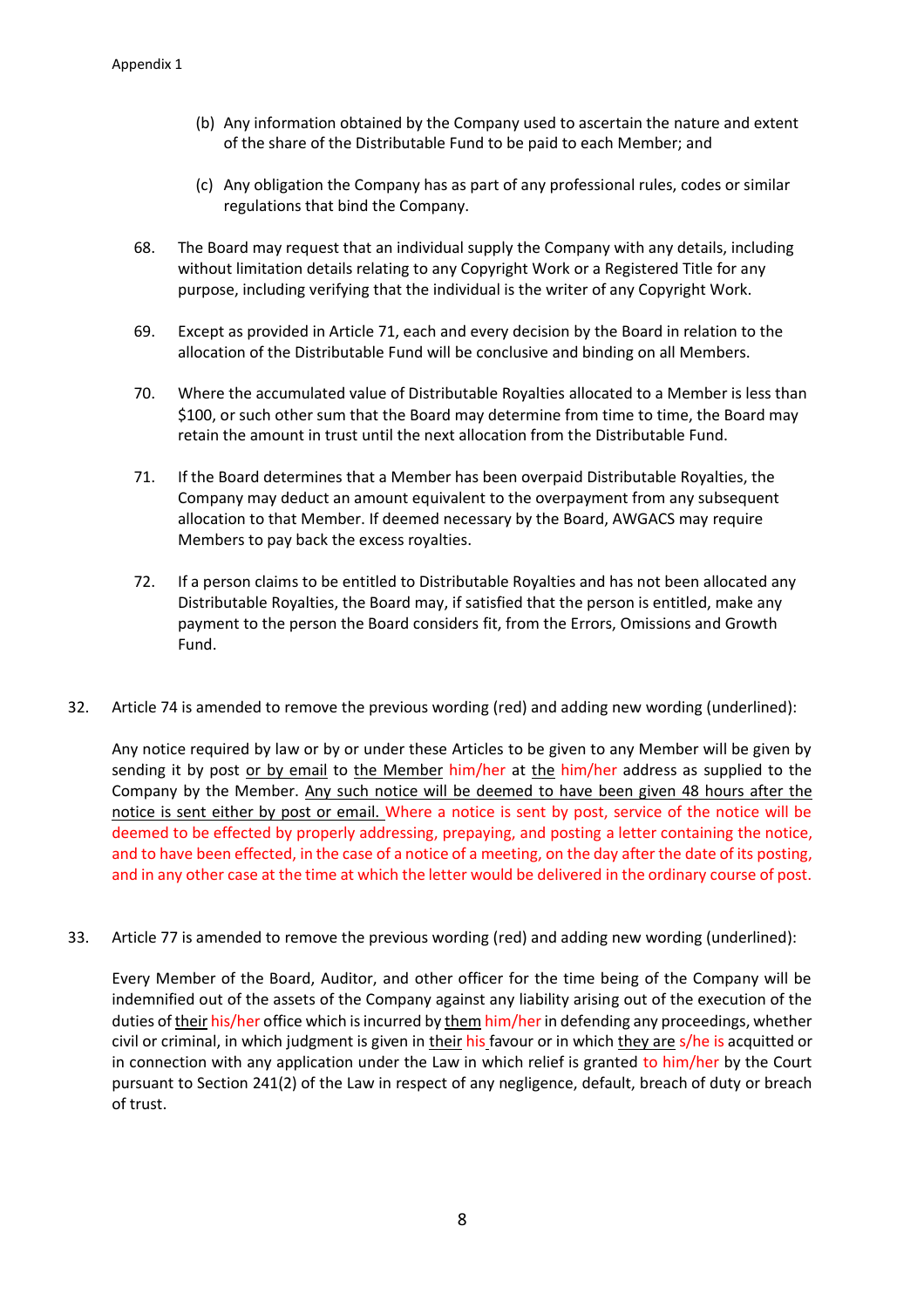(b) Any information obtained by the Company used to ascertain the nature and extent of the share of the Distributable Fund to be paid to each Member; and

(c) Any obligation the Company has as part of any professional rules, codes or similar regulations that bind the Company.

68. The Board may request that an individual supply the Company with any details, including without limitation details relating to any Copyright Work or a Registered Title for any purpose, including verifying that the individual is the writer of any Copyright Work.

69. Except as provided in Article 71, each and every decision by the Board in relation to the allocation of the Distributable Fund will be conclusive and binding on all Members.

70. Where the accumulated value of Distributable Royalties allocated to a Member is less than $100, or such other sum that the Board may determine from time to time, the Board may retain the amount in trust until the next allocation from the Distributable Fund.

71. If the Board determines that a Member has been overpaid Distributable Royalties, the Company may deduct an amount equivalent to the overpayment from any subsequent allocation to that Member. If deemed necessary by the Board, AWGACS may require Members to pay back the excess royalties.

72. If a person claims to be entitled to Distributable Royalties and has not been allocated any Distributable Royalties, the Board may, if satisfied that the person is entitled, make any payment to the person the Board considers fit, from the Errors, Omissions and Growth Fund.

32. Article 74 is amended to remove the previous wording (red) and adding new wording (underlined):

Any notice required by law or by or under these Articles to be given to any Member will be given by sending it by post <u>or by email</u> to <u>the Member</u> him/her at <u>the</u> him/her address as supplied to the Company by the Member. <u>Any such notice will be deemed to have been given 48 hours after the notice is sent either by post or email.</u> Where a notice is sent by post, service of the notice will be deemed to be effected by properly addressing, prepaying, and posting a letter containing the notice, and to have been effected, in the case of a notice of a meeting, on the day after the date of its posting, and in any other case at the time at which the letter would be delivered in the ordinary course of post.

33. Article 77 is amended to remove the previous wording (red) and adding new wording (underlined):

Every Member of the Board, Auditor, and other officer for the time being of the Company will be indemnified out of the assets of the Company against any liability arising out of the execution of the duties of <u>their</u> his/her office which is incurred by <u>them</u> him/her in defending any proceedings, whether civil or criminal, in which judgment is given in <u>their</u> his favour or in which <u>they are</u> s/he is acquitted or in connection with any application under the Law in which relief is granted to him/her by the Court pursuant to Section 241(2) of the Law in respect of any negligence, default, breach of duty or breach of trust.